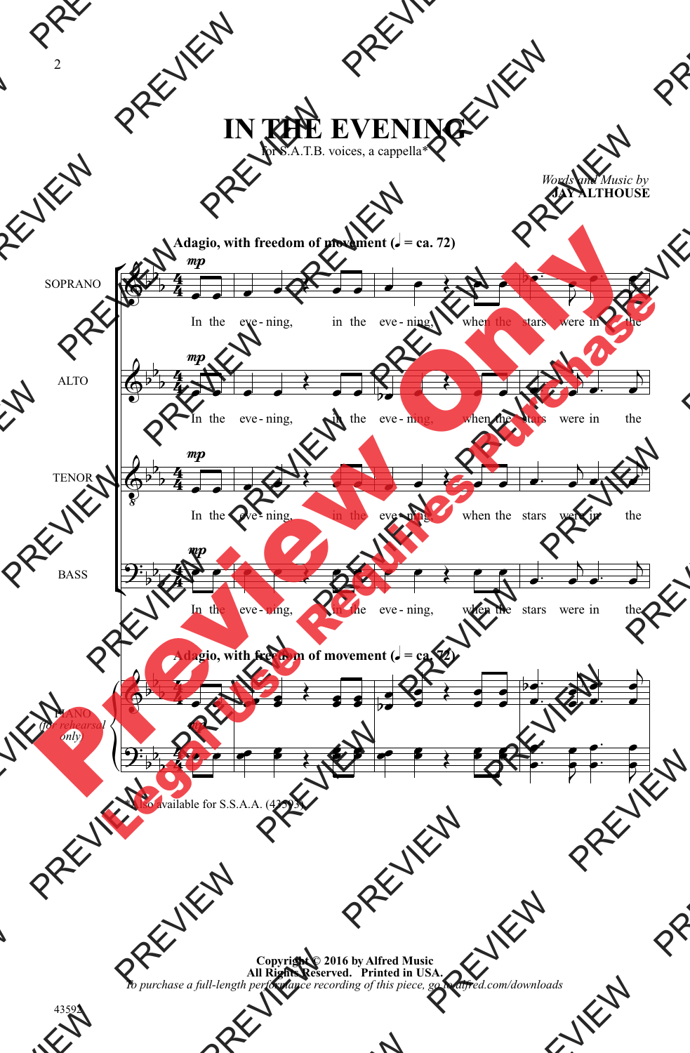# IN THE EVENING

for S.A.T.B. voices, a cappella*

*Words and Music by*
**JAY ALTHOUSE**

**Adagio, with freedom of movement (♩ = ca. 72)**

SOPRANO — *mp* In the eve - ning, in the eve - ning, when the stars were in the

ALTO — *mp* In the eve - ning, in the eve - ning, when the stars were in the

TENOR — *mp* In the eve - ning, in the eve - ning, when the stars were in the

BASS — *mp* In the eve - ning, in the eve - ning, when the stars were in the

**Adagio, with freedom of movement (♩ = ca. 72)**

PIANO (*for rehearsal only*)

\* Also available for S.S.A.A. (43593)

**Copyright © 2016 by Alfred Music**
**All Rights Reserved. Printed in USA.**
*To purchase a full-length performance recording of this piece, go to alfred.com/downloads*

43592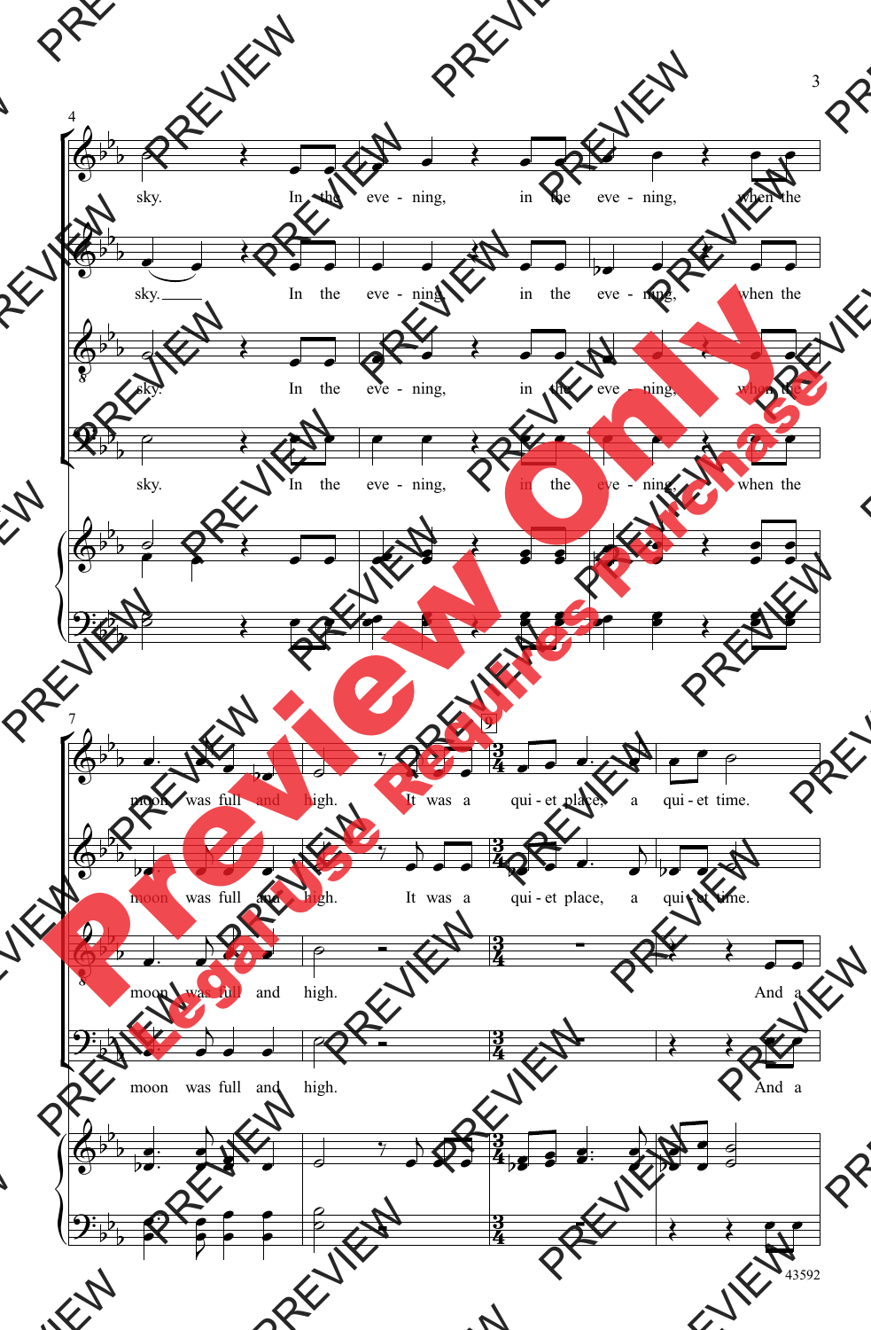sky. In the eve - ning, in the eve - ning, when the

moon was full and high. It was a qui - et place, a qui - et time.

moon was full and high. And a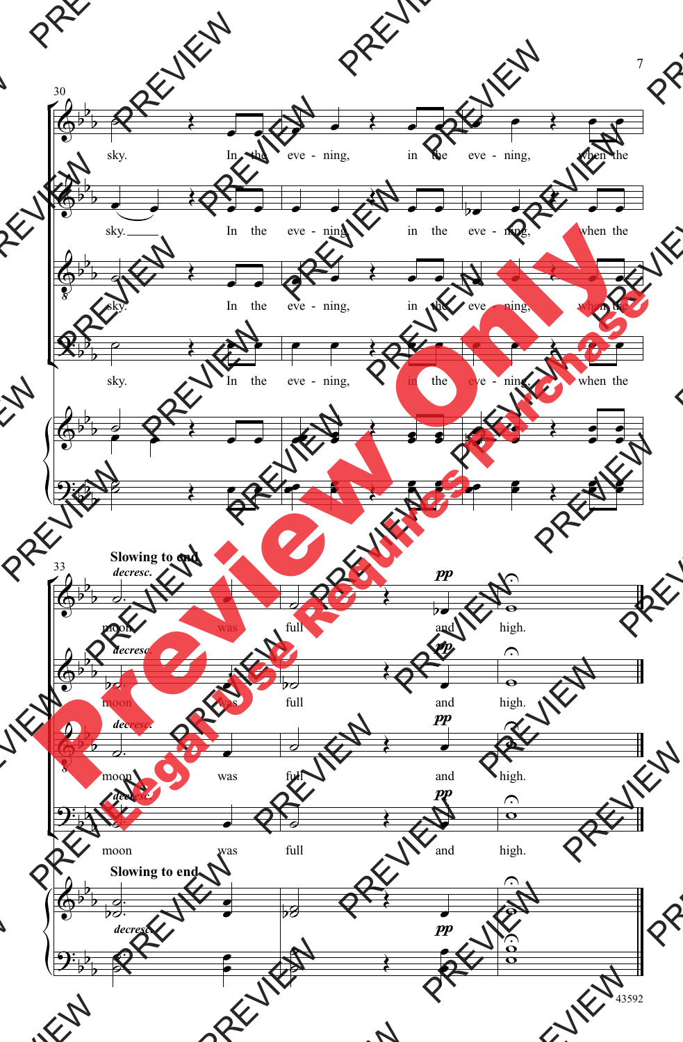30

sky. In the eve - ning, in the eve - ning, when the

sky. In the eve - ning, in the eve - ning, when the

sky. In the eve - ning, in the eve - ning, when the

sky. In the eve - ning, in the eve - ning, when the

33

**Slowing to end**

*decresc.*

moon was full and high.

*pp*

*decresc.*

moon was full and high.

*pp*

*decresc.*

moon was full and high.

*pp*

*decresc.*

moon was full and high.

*pp*

**Slowing to end**

*decresc.*

*pp*

Preview Only

Legal Use Requires Purchase

43592